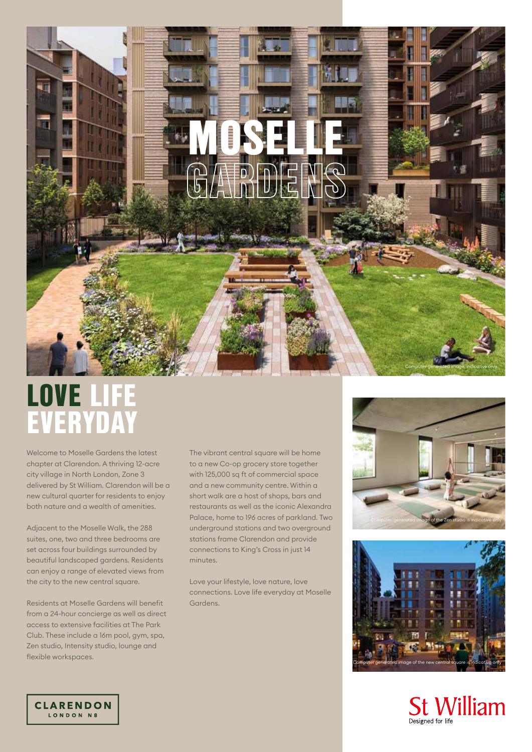# MOSELLE GARDENS

Computer-generated image, indicative only

## LOVE LIFE EVERYDAY

Welcome to Moselle Gardens the latest chapter at Clarendon. A thriving 12-acre city village in North London, Zone 3 delivered by St William. Clarendon will be a new cultural quarter for residents to enjoy both nature and a wealth of amenities.

Adjacent to the Moselle Walk, the 288 suites, one, two and three bedrooms are set across four buildings surrounded by beautiful landscaped gardens. Residents can enjoy a range of elevated views from the city to the new central square.

Residents at Moselle Gardens will benefit from a 24-hour concierge as well as direct access to extensive facilities at The Park Club. These include a 16m pool, gym, spa, Zen studio, Intensity studio, lounge and flexible workspaces.

The vibrant central square will be home to a new Co-op grocery store together with 125,000 sq ft of commercial space and a new community centre. Within a short walk are a host of shops, bars and restaurants as well as the iconic Alexandra Palace, home to 196 acres of parkland. Two underground stations and two overground stations frame Clarendon and provide connections to King's Cross in just 14 minutes.

Love your lifestyle, love nature, love connections. Love life everyday at Moselle Gardens.

Computer-generated image of the Zen studio is indicative only

Computer generated image of the new central square is indicative only

CLARENDON
LONDON N8

St William
Designed for life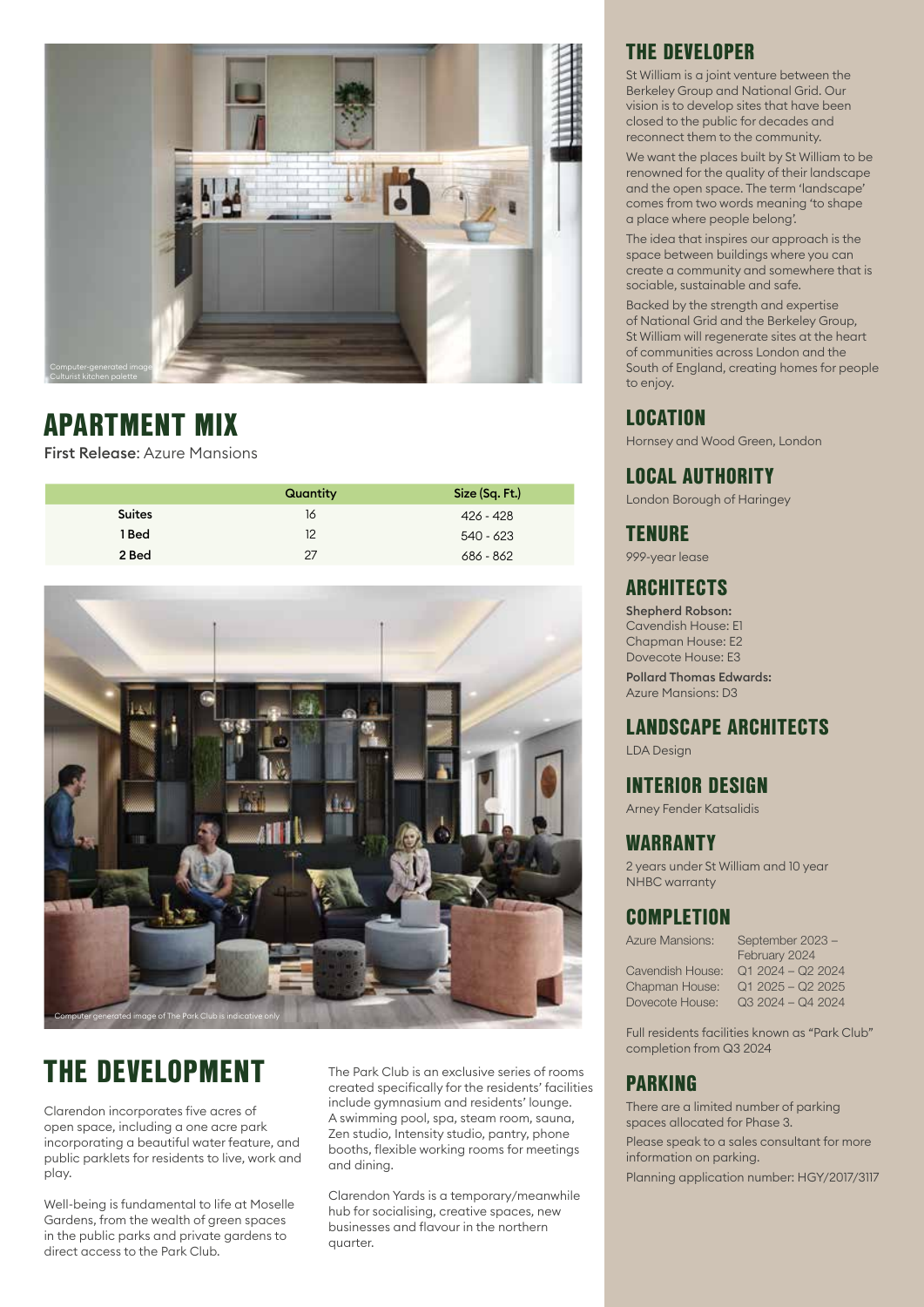Computer-generated image
Culturist kitchen palette

## APARTMENT MIX

**First Release**: Azure Mansions

| | Quantity | Size (Sq. Ft.) |
|---|---|---|
| **Suites** | 16 | 426 - 428 |
| **1 Bed** | 12 | 540 - 623 |
| **2 Bed** | 27 | 686 - 862 |

Computer generated image of The Park Club is indicative only

## THE DEVELOPMENT

Clarendon incorporates five acres of open space, including a one acre park incorporating a beautiful water feature, and public parklets for residents to live, work and play.

Well-being is fundamental to life at Moselle Gardens, from the wealth of green spaces in the public parks and private gardens to direct access to the Park Club.

The Park Club is an exclusive series of rooms created specifically for the residents' facilities include gymnasium and residents' lounge. A swimming pool, spa, steam room, sauna, Zen studio, Intensity studio, pantry, phone booths, flexible working rooms for meetings and dining.

Clarendon Yards is a temporary/meanwhile hub for socialising, creative spaces, new businesses and flavour in the northern quarter.

## THE DEVELOPER

St William is a joint venture between the Berkeley Group and National Grid. Our vision is to develop sites that have been closed to the public for decades and reconnect them to the community.

We want the places built by St William to be renowned for the quality of their landscape and the open space. The term 'landscape' comes from two words meaning 'to shape a place where people belong'.

The idea that inspires our approach is the space between buildings where you can create a community and somewhere that is sociable, sustainable and safe.

Backed by the strength and expertise of National Grid and the Berkeley Group, St William will regenerate sites at the heart of communities across London and the South of England, creating homes for people to enjoy.

## LOCATION

Hornsey and Wood Green, London

## LOCAL AUTHORITY

London Borough of Haringey

## TENURE

999-year lease

## ARCHITECTS

**Shepherd Robson:**
Cavendish House: E1
Chapman House: E2
Dovecote House: E3

**Pollard Thomas Edwards:**
Azure Mansions: D3

## LANDSCAPE ARCHITECTS

LDA Design

## INTERIOR DESIGN

Arney Fender Katsalidis

## WARRANTY

2 years under St William and 10 year NHBC warranty

## COMPLETION

| | |
|---|---|
| Azure Mansions: | September 2023 – February 2024 |
| Cavendish House: | Q1 2024 – Q2 2024 |
| Chapman House: | Q1 2025 – Q2 2025 |
| Dovecote House: | Q3 2024 – Q4 2024 |

Full residents facilities known as "Park Club" completion from Q3 2024

## PARKING

There are a limited number of parking spaces allocated for Phase 3.

Please speak to a sales consultant for more information on parking.

Planning application number: HGY/2017/3117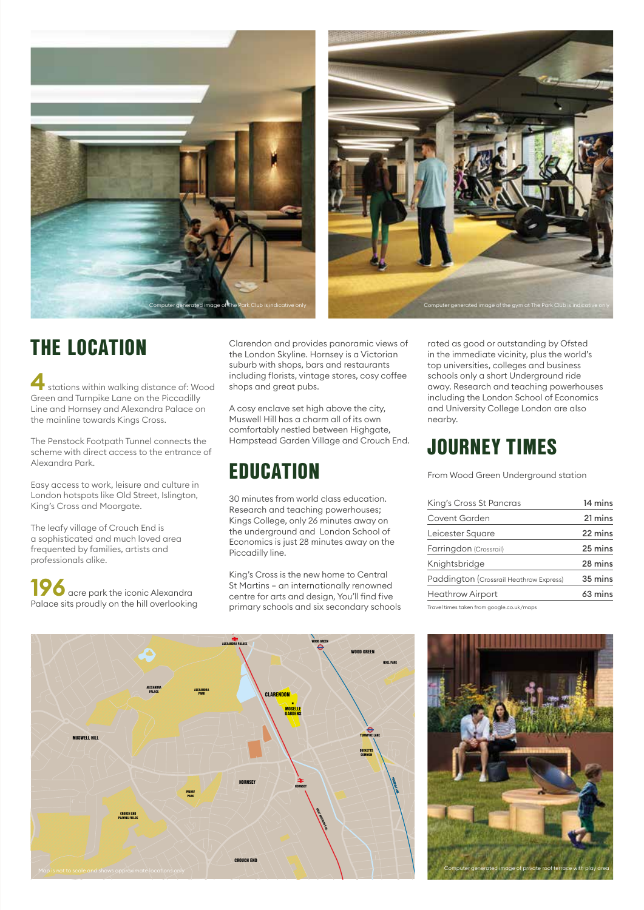Computer generated image of The Park Club is indicative only

Computer generated image of the gym at The Park Club is indicative only

## THE LOCATION

**4** stations within walking distance of: Wood Green and Turnpike Lane on the Piccadilly Line and Hornsey and Alexandra Palace on the mainline towards Kings Cross.

The Penstock Footpath Tunnel connects the scheme with direct access to the entrance of Alexandra Park.

Easy access to work, leisure and culture in London hotspots like Old Street, Islington, King's Cross and Moorgate.

The leafy village of Crouch End is a sophisticated and much loved area frequented by families, artists and professionals alike.

**196** acre park the iconic Alexandra Palace sits proudly on the hill overlooking Clarendon and provides panoramic views of the London Skyline. Hornsey is a Victorian suburb with shops, bars and restaurants including florists, vintage stores, cosy coffee shops and great pubs.

A cosy enclave set high above the city, Muswell Hill has a charm all of its own comfortably nestled between Highgate, Hampstead Garden Village and Crouch End.

## EDUCATION

30 minutes from world class education. Research and teaching powerhouses; Kings College, only 26 minutes away on the underground and London School of Economics is just 28 minutes away on the Piccadilly line.

King's Cross is the new home to Central St Martins – an internationally renowned centre for arts and design, You'll find five primary schools and six secondary schools rated as good or outstanding by Ofsted in the immediate vicinity, plus the world's top universities, colleges and business schools only a short Underground ride away. Research and teaching powerhouses including the London School of Economics and University College London are also nearby.

## JOURNEY TIMES

From Wood Green Underground station

| | |
|---|---|
| King's Cross St Pancras | 14 mins |
| Covent Garden | 21 mins |
| Leicester Square | 22 mins |
| Farringdon (Crossrail) | 25 mins |
| Knightsbridge | 28 mins |
| Paddington (Crossrail Heathrow Express) | 35 mins |
| Heathrow Airport | 63 mins |

Travel times taken from google.co.uk/maps

Map is not to scale and shows approximate locations only

Computer generated image of private roof terrace with play area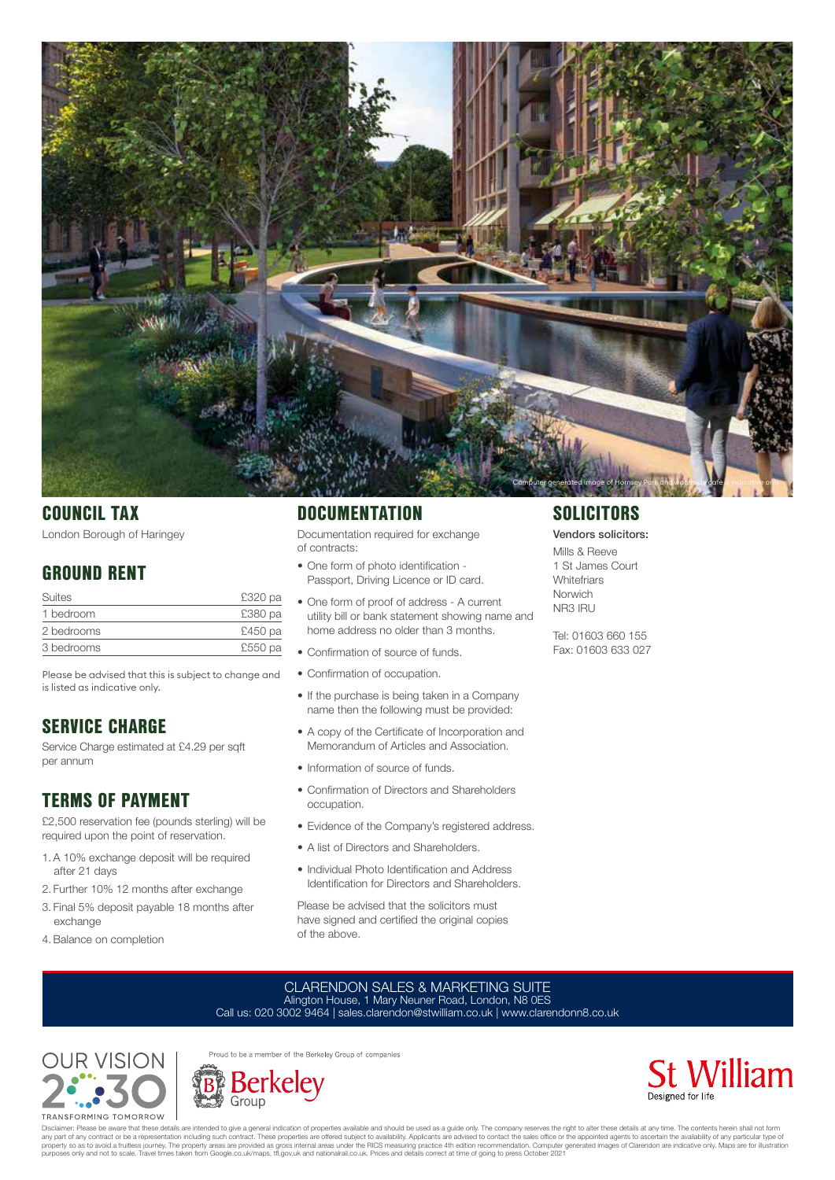Computer generated image of Hornsey Park and waterside café is indicative only

## COUNCIL TAX

London Borough of Haringey

## GROUND RENT

| | |
|---|---|
| Suites | £320 pa |
| 1 bedroom | £380 pa |
| 2 bedrooms | £450 pa |
| 3 bedrooms | £550 pa |

Please be advised that this is subject to change and is listed as indicative only.

## SERVICE CHARGE

Service Charge estimated at £4.29 per sqft per annum

## TERMS OF PAYMENT

£2,500 reservation fee (pounds sterling) will be required upon the point of reservation.

1. A 10% exchange deposit will be required after 21 days
2. Further 10% 12 months after exchange
3. Final 5% deposit payable 18 months after exchange
4. Balance on completion

## DOCUMENTATION

Documentation required for exchange of contracts:

- One form of photo identification - Passport, Driving Licence or ID card.
- One form of proof of address - A current utility bill or bank statement showing name and home address no older than 3 months.
- Confirmation of source of funds.
- Confirmation of occupation.
- If the purchase is being taken in a Company name then the following must be provided:
- A copy of the Certificate of Incorporation and Memorandum of Articles and Association.
- Information of source of funds.
- Confirmation of Directors and Shareholders occupation.
- Evidence of the Company's registered address.
- A list of Directors and Shareholders.
- Individual Photo Identification and Address Identification for Directors and Shareholders.

Please be advised that the solicitors must have signed and certified the original copies of the above.

## SOLICITORS

**Vendors solicitors:**

Mills & Reeve
1 St James Court
Whitefriars
Norwich
NR3 IRU

Tel: 01603 660 155
Fax: 01603 633 027

CLARENDON SALES & MARKETING SUITE
Alington House, 1 Mary Neuner Road, London, N8 0ES
Call us: 020 3002 9464 | sales.clarendon@stwilliam.co.uk | www.clarendonn8.co.uk

OUR VISION 2030 TRANSFORMING TOMORROW

Proud to be a member of the Berkeley Group of companies

Berkeley Group

St William Designed for life

Disclaimer: Please be aware that these details are intended to give a general indication of properties available and should be used as a guide only. The company reserves the right to alter these details at any time. The contents herein shall not form any part of any contract or be a representation including such contract. These properties are offered subject to availability. Applicants are advised to contact the sales office or the appointed agents to ascertain the availability of any particular type of property so as to avoid a fruitless journey. The property areas are provided as gross internal areas under the RICS measuring practice 4th edition recommendation. Computer generated images of Clarendon are indicative only. Maps are for illustration purposes only and not to scale. Travel times taken from Google.co.uk/maps, tfl.gov.uk and nationalrail.co.uk. Prices and details correct at time of going to press October 2021